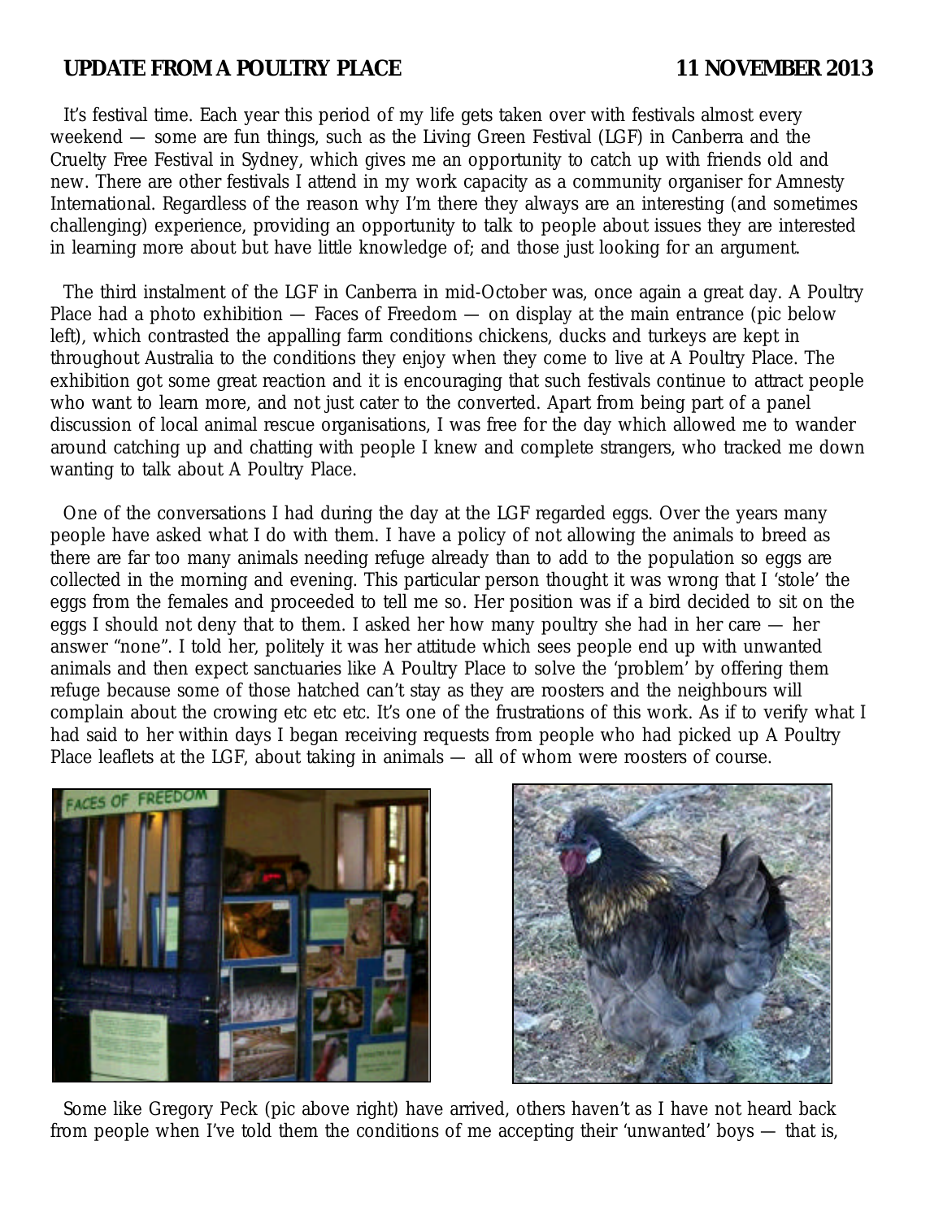**UPDATE FROM A POULTRY PLACE** **11 NOVEMBER 2013**

It's festival time. Each year this period of my life gets taken over with festivals almost every weekend — some are fun things, such as the Living Green Festival (LGF) in Canberra and the Cruelty Free Festival in Sydney, which gives me an opportunity to catch up with friends old and new. There are other festivals I attend in my work capacity as a community organiser for Amnesty International. Regardless of the reason why I'm there they always are an interesting (and sometimes challenging) experience, providing an opportunity to talk to people about issues they are interested in learning more about but have little knowledge of; and those just looking for an argument.

The third instalment of the LGF in Canberra in mid-October was, once again a great day. A Poultry Place had a photo exhibition — Faces of Freedom — on display at the main entrance (pic below left), which contrasted the appalling farm conditions chickens, ducks and turkeys are kept in throughout Australia to the conditions they enjoy when they come to live at A Poultry Place. The exhibition got some great reaction and it is encouraging that such festivals continue to attract people who want to learn more, and not just cater to the converted. Apart from being part of a panel discussion of local animal rescue organisations, I was free for the day which allowed me to wander around catching up and chatting with people I knew and complete strangers, who tracked me down wanting to talk about A Poultry Place.

One of the conversations I had during the day at the LGF regarded eggs. Over the years many people have asked what I do with them. I have a policy of not allowing the animals to breed as there are far too many animals needing refuge already than to add to the population so eggs are collected in the morning and evening. This particular person thought it was wrong that I 'stole' the eggs from the females and proceeded to tell me so. Her position was if a bird decided to sit on the eggs I should not deny that to them. I asked her how many poultry she had in her care — her answer "none". I told her, politely it was her attitude which sees people end up with unwanted animals and then expect sanctuaries like A Poultry Place to solve the 'problem' by offering them refuge because some of those hatched can't stay as they are roosters and the neighbours will complain about the crowing etc etc etc. It's one of the frustrations of this work. As if to verify what I had said to her within days I began receiving requests from people who had picked up A Poultry Place leaflets at the LGF, about taking in animals — all of whom were roosters of course.

Some like Gregory Peck (pic above right) have arrived, others haven't as I have not heard back from people when I've told them the conditions of me accepting their 'unwanted' boys — that is,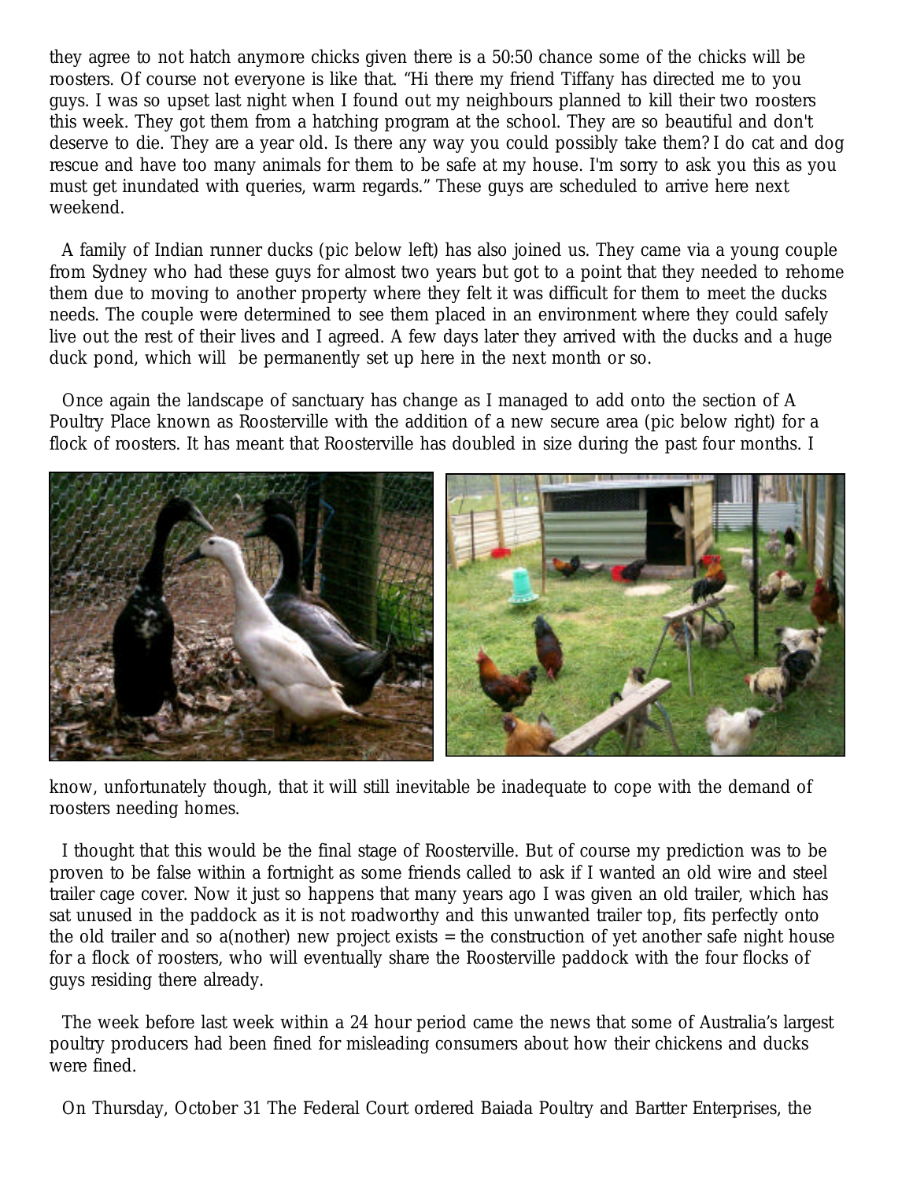they agree to not hatch anymore chicks given there is a 50:50 chance some of the chicks will be roosters. Of course not everyone is like that. "Hi there my friend Tiffany has directed me to you guys. I was so upset last night when I found out my neighbours planned to kill their two roosters this week. They got them from a hatching program at the school. They are so beautiful and don't deserve to die. They are a year old. Is there any way you could possibly take them? I do cat and dog rescue and have too many animals for them to be safe at my house. I'm sorry to ask you this as you must get inundated with queries, warm regards." These guys are scheduled to arrive here next weekend.

A family of Indian runner ducks (pic below left) has also joined us. They came via a young couple from Sydney who had these guys for almost two years but got to a point that they needed to rehome them due to moving to another property where they felt it was difficult for them to meet the ducks needs. The couple were determined to see them placed in an environment where they could safely live out the rest of their lives and I agreed. A few days later they arrived with the ducks and a huge duck pond, which will be permanently set up here in the next month or so.

Once again the landscape of sanctuary has change as I managed to add onto the section of A Poultry Place known as Roosterville with the addition of a new secure area (pic below right) for a flock of roosters. It has meant that Roosterville has doubled in size during the past four months. I know, unfortunately though, that it will still inevitable be inadequate to cope with the demand of roosters needing homes.

I thought that this would be the final stage of Roosterville. But of course my prediction was to be proven to be false within a fortnight as some friends called to ask if I wanted an old wire and steel trailer cage cover. Now it just so happens that many years ago I was given an old trailer, which has sat unused in the paddock as it is not roadworthy and this unwanted trailer top, fits perfectly onto the old trailer and so a(nother) new project exists = the construction of yet another safe night house for a flock of roosters, who will eventually share the Roosterville paddock with the four flocks of guys residing there already.

The week before last week within a 24 hour period came the news that some of Australia's largest poultry producers had been fined for misleading consumers about how their chickens and ducks were fined.

On Thursday, October 31 The Federal Court ordered Baiada Poultry and Bartter Enterprises, the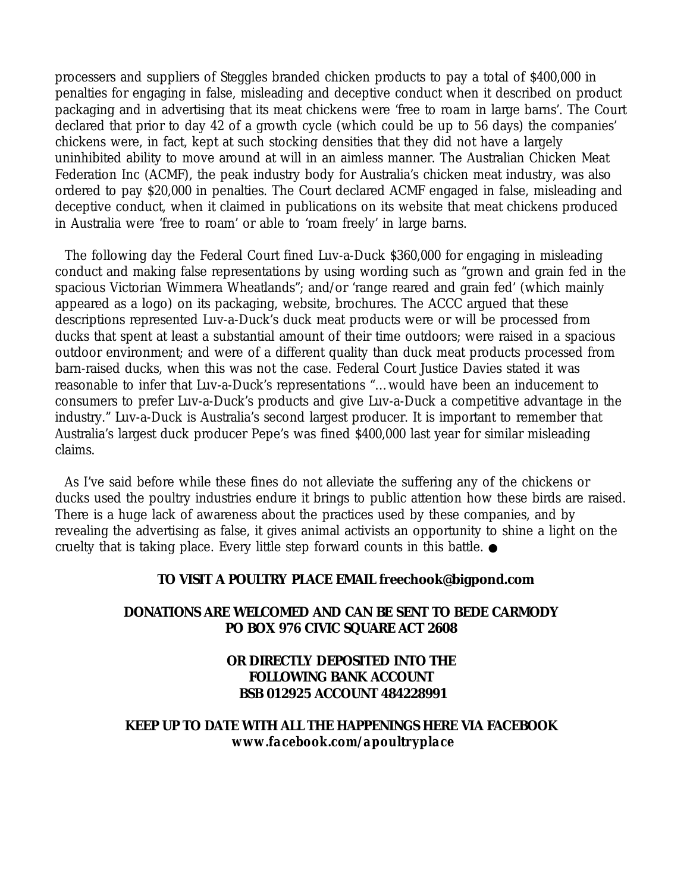processers and suppliers of Steggles branded chicken products to pay a total of $400,000 in penalties for engaging in false, misleading and deceptive conduct when it described on product packaging and in advertising that its meat chickens were 'free to roam in large barns'. The Court declared that prior to day 42 of a growth cycle (which could be up to 56 days) the companies' chickens were, in fact, kept at such stocking densities that they did not have a largely uninhibited ability to move around at will in an aimless manner. The Australian Chicken Meat Federation Inc (ACMF), the peak industry body for Australia's chicken meat industry, was also ordered to pay $20,000 in penalties. The Court declared ACMF engaged in false, misleading and deceptive conduct, when it claimed in publications on its website that meat chickens produced in Australia were 'free to roam' or able to 'roam freely' in large barns.

The following day the Federal Court fined Luv-a-Duck $360,000 for engaging in misleading conduct and making false representations by using wording such as "grown and grain fed in the spacious Victorian Wimmera Wheatlands"; and/or 'range reared and grain fed' (which mainly appeared as a logo) on its packaging, website, brochures. The ACCC argued that these descriptions represented Luv-a-Duck's duck meat products were or will be processed from ducks that spent at least a substantial amount of their time outdoors; were raised in a spacious outdoor environment; and were of a different quality than duck meat products processed from barn-raised ducks, when this was not the case. Federal Court Justice Davies stated it was reasonable to infer that Luv-a-Duck's representations "…would have been an inducement to consumers to prefer Luv-a-Duck's products and give Luv-a-Duck a competitive advantage in the industry." Luv-a-Duck is Australia's second largest producer. It is important to remember that Australia's largest duck producer Pepe's was fined $400,000 last year for similar misleading claims.

As I've said before while these fines do not alleviate the suffering any of the chickens or ducks used the poultry industries endure it brings to public attention how these birds are raised. There is a huge lack of awareness about the practices used by these companies, and by revealing the advertising as false, it gives animal activists an opportunity to shine a light on the cruelty that is taking place. Every little step forward counts in this battle. ●

**TO VISIT A POULTRY PLACE EMAIL freechook@bigpond.com**

**DONATIONS ARE WELCOMED AND CAN BE SENT TO BEDE CARMODY**
**PO BOX 976 CIVIC SQUARE ACT 2608**

**OR DIRECTLY DEPOSITED INTO THE**
**FOLLOWING BANK ACCOUNT**
**BSB 012925 ACCOUNT 484228991**

**KEEP UP TO DATE WITH ALL THE HAPPENINGS HERE VIA FACEBOOK**
**www.facebook.com/apoultryplace**